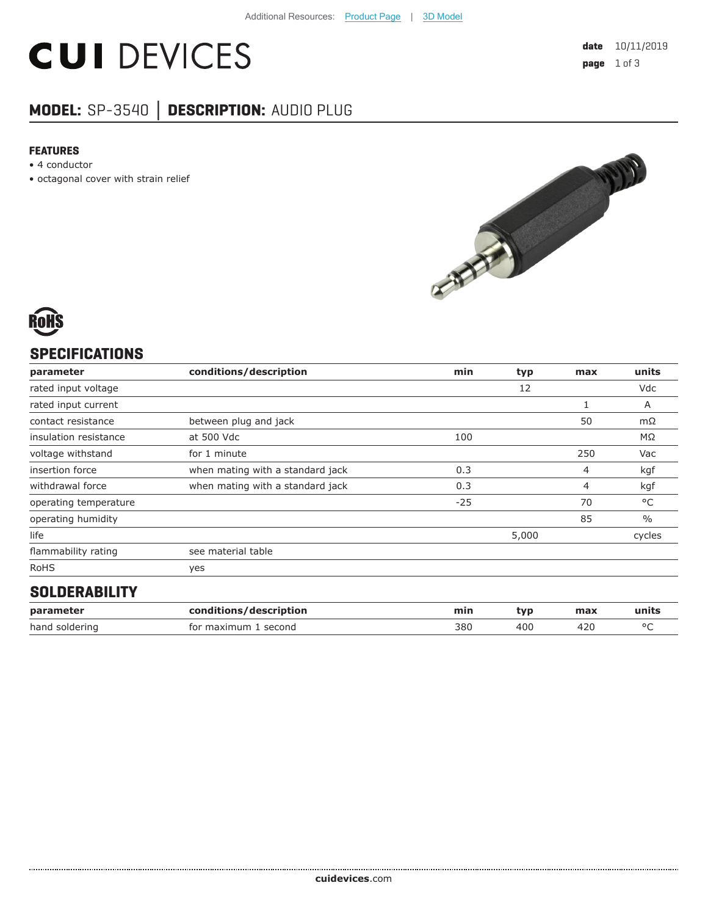Additional Resources: Product Page | 3D Model

# CUI DEVICES

**date** 10/11/2019

## MODEL: SP-3540 │ DESCRIPTION: AUDIO PLUG

### FEATURES

- 4 conductor
- octagonal cover with strain relief

RoHS

## SPECIFICATIONS

| parameter | conditions/description | min | typ | max | units |
|---|---|---|---|---|---|
| rated input voltage | | | 12 | | Vdc |
| rated input current | | | | 1 | A |
| contact resistance | between plug and jack | | | 50 | mΩ |
| insulation resistance | at 500 Vdc | 100 | | | MΩ |
| voltage withstand | for 1 minute | | | 250 | Vac |
| insertion force | when mating with a standard jack | 0.3 | | 4 | kgf |
| withdrawal force | when mating with a standard jack | 0.3 | | 4 | kgf |
| operating temperature | | -25 | | 70 | °C |
| operating humidity | | | | 85 | % |
| life | | | 5,000 | | cycles |
| flammability rating | see material table | | | | |
| RoHS | yes | | | | |

## SOLDERABILITY

| parameter | conditions/description | min | typ | max | units |
|---|---|---|---|---|---|
| hand soldering | for maximum 1 second | 380 | 400 | 420 | °C |

**cuidevices**.com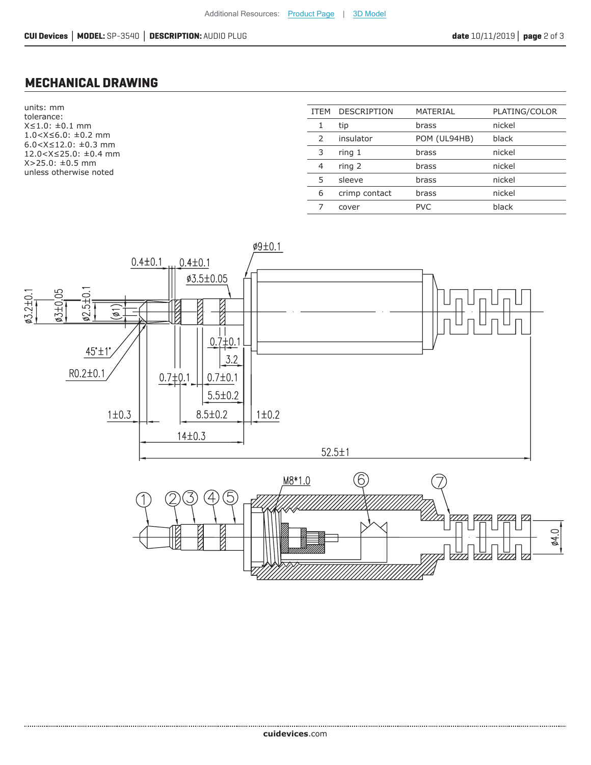## MECHANICAL DRAWING

units: mm
tolerance:
X≤1.0: ±0.1 mm
1.0<X≤6.0: ±0.2 mm
6.0<X≤12.0: ±0.3 mm
12.0<X≤25.0: ±0.4 mm
X>25.0: ±0.5 mm
unless otherwise noted

| ITEM | DESCRIPTION | MATERIAL | PLATING/COLOR |
|---|---|---|---|
| 1 | tip | brass | nickel |
| 2 | insulator | POM (UL94HB) | black |
| 3 | ring 1 | brass | nickel |
| 4 | ring 2 | brass | nickel |
| 5 | sleeve | brass | nickel |
| 6 | crimp contact | brass | nickel |
| 7 | cover | PVC | black |

ø9±0.1
0.4±0.1 0.4±0.1
ø3.5±0.05
ø3.2±0.1 ø3±0.05 ø2.5±0.1 (ø1)
0.7±0.1
3.2
45°±1°
R0.2±0.1
0.7±0.1 0.7±0.1
5.5±0.2
1±0.3 8.5±0.2 1±0.2
14±0.3
52.5±1

M8*1.0
① ② ③ ④ ⑤ ⑥ ⑦
ø4.0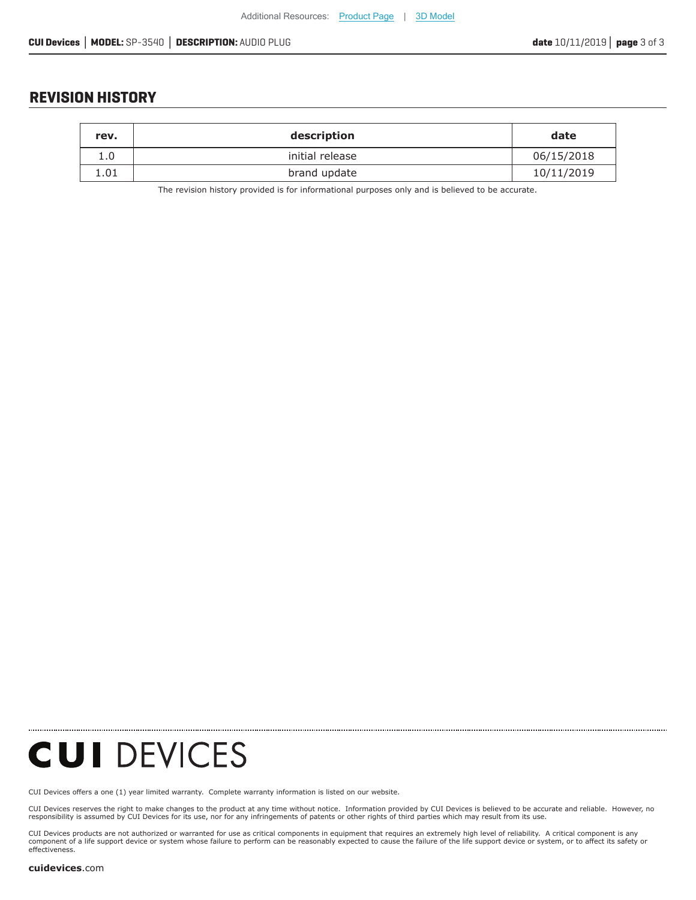## REVISION HISTORY

| rev. | description | date |
|---|---|---|
| 1.0 | initial release | 06/15/2018 |
| 1.01 | brand update | 10/11/2019 |

The revision history provided is for informational purposes only and is believed to be accurate.

CUI DEVICES

CUI Devices offers a one (1) year limited warranty. Complete warranty information is listed on our website.

CUI Devices reserves the right to make changes to the product at any time without notice. Information provided by CUI Devices is believed to be accurate and reliable. However, no responsibility is assumed by CUI Devices for its use, nor for any infringements of patents or other rights of third parties which may result from its use.

CUI Devices products are not authorized or warranted for use as critical components in equipment that requires an extremely high level of reliability. A critical component is any component of a life support device or system whose failure to perform can be reasonably expected to cause the failure of the life support device or system, or to affect its safety or effectiveness.

**cuidevices**.com